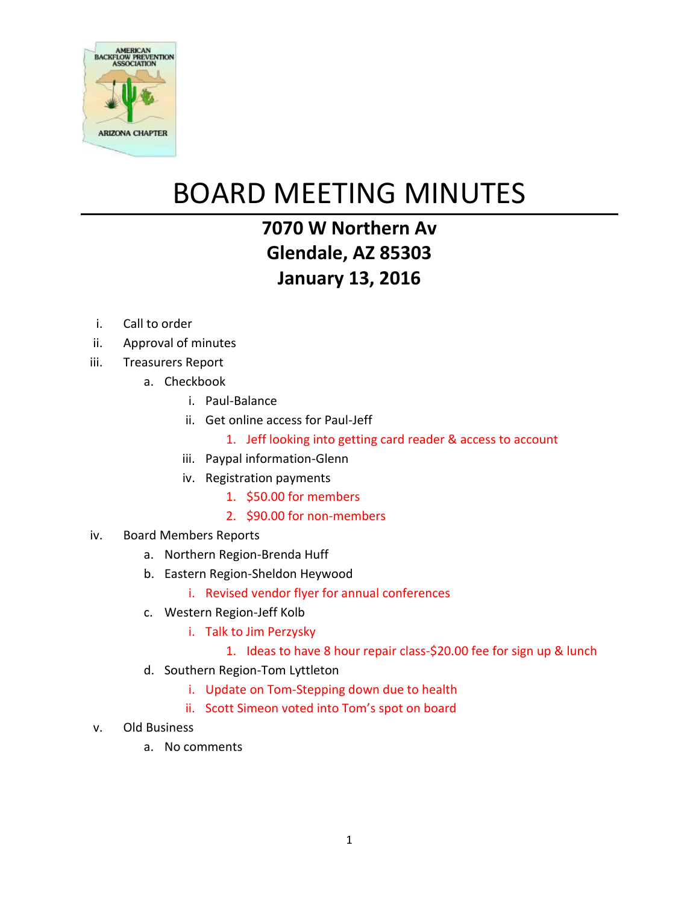# BOARD MEETING MINUTES

**7070 W Northern Av**
**Glendale, AZ 85303**
**January 13, 2016**

i. Call to order
ii. Approval of minutes
iii. Treasurers Report
   a. Checkbook
      i. Paul-Balance
      ii. Get online access for Paul-Jeff
         1. Jeff looking into getting card reader & access to account
      iii. Paypal information-Glenn
      iv. Registration payments
         1. $50.00 for members
         2. $90.00 for non-members
iv. Board Members Reports
   a. Northern Region-Brenda Huff
   b. Eastern Region-Sheldon Heywood
      i. Revised vendor flyer for annual conferences
   c. Western Region-Jeff Kolb
      i. Talk to Jim Perzysky
         1. Ideas to have 8 hour repair class-$20.00 fee for sign up & lunch
   d. Southern Region-Tom Lyttleton
      i. Update on Tom-Stepping down due to health
      ii. Scott Simeon voted into Tom's spot on board
v. Old Business
   a. No comments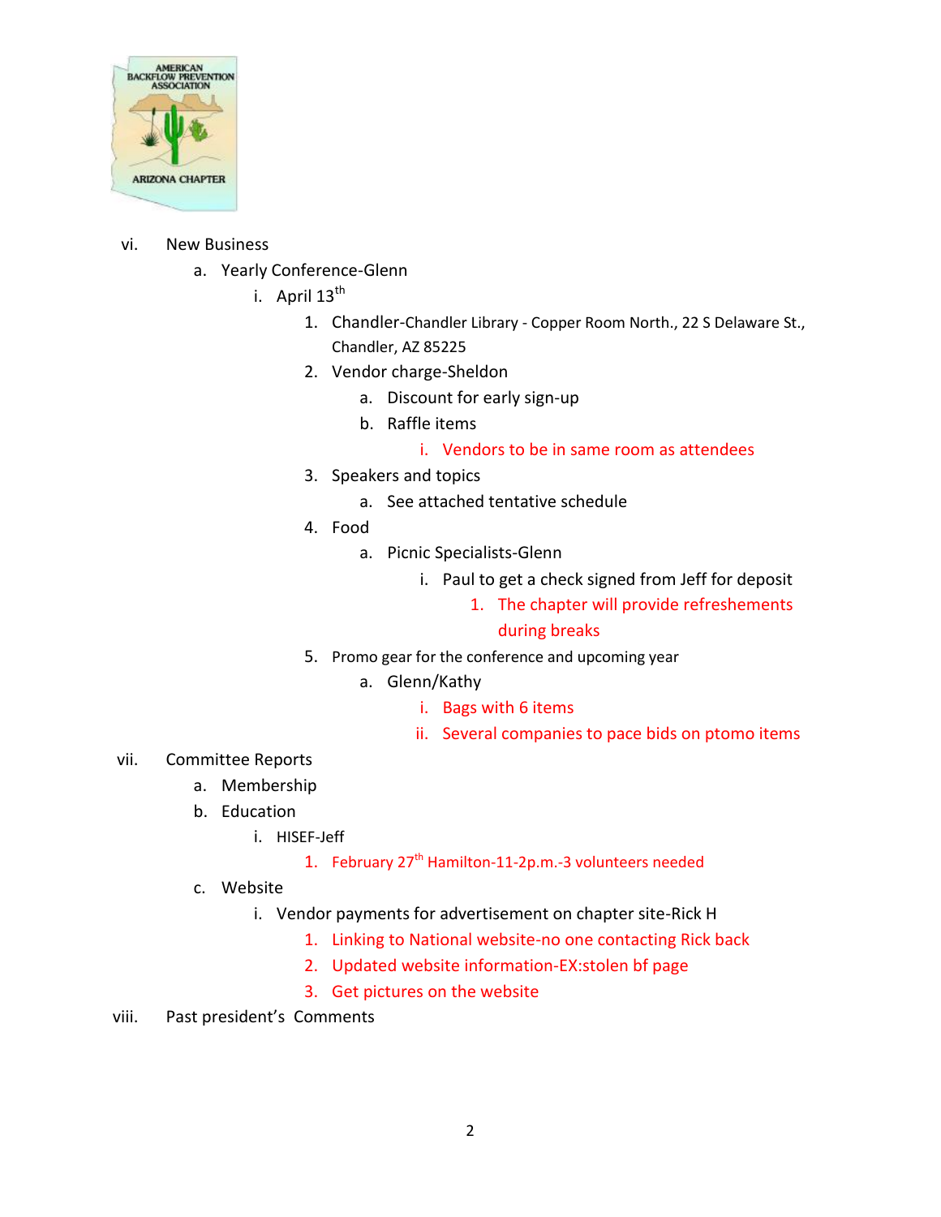vi. New Business
   a. Yearly Conference-Glenn
      i. April 13th
         1. Chandler-Chandler Library - Copper Room North., 22 S Delaware St., Chandler, AZ 85225
         2. Vendor charge-Sheldon
            a. Discount for early sign-up
            b. Raffle items
               i. Vendors to be in same room as attendees
         3. Speakers and topics
            a. See attached tentative schedule
         4. Food
            a. Picnic Specialists-Glenn
               i. Paul to get a check signed from Jeff for deposit
                  1. The chapter will provide refreshements during breaks
         5. Promo gear for the conference and upcoming year
            a. Glenn/Kathy
               i. Bags with 6 items
               ii. Several companies to pace bids on ptomo items

vii. Committee Reports
   a. Membership
   b. Education
      i. HISEF-Jeff
         1. February 27th Hamilton-11-2p.m.-3 volunteers needed
   c. Website
      i. Vendor payments for advertisement on chapter site-Rick H
         1. Linking to National website-no one contacting Rick back
         2. Updated website information-EX:stolen bf page
         3. Get pictures on the website

viii. Past president's Comments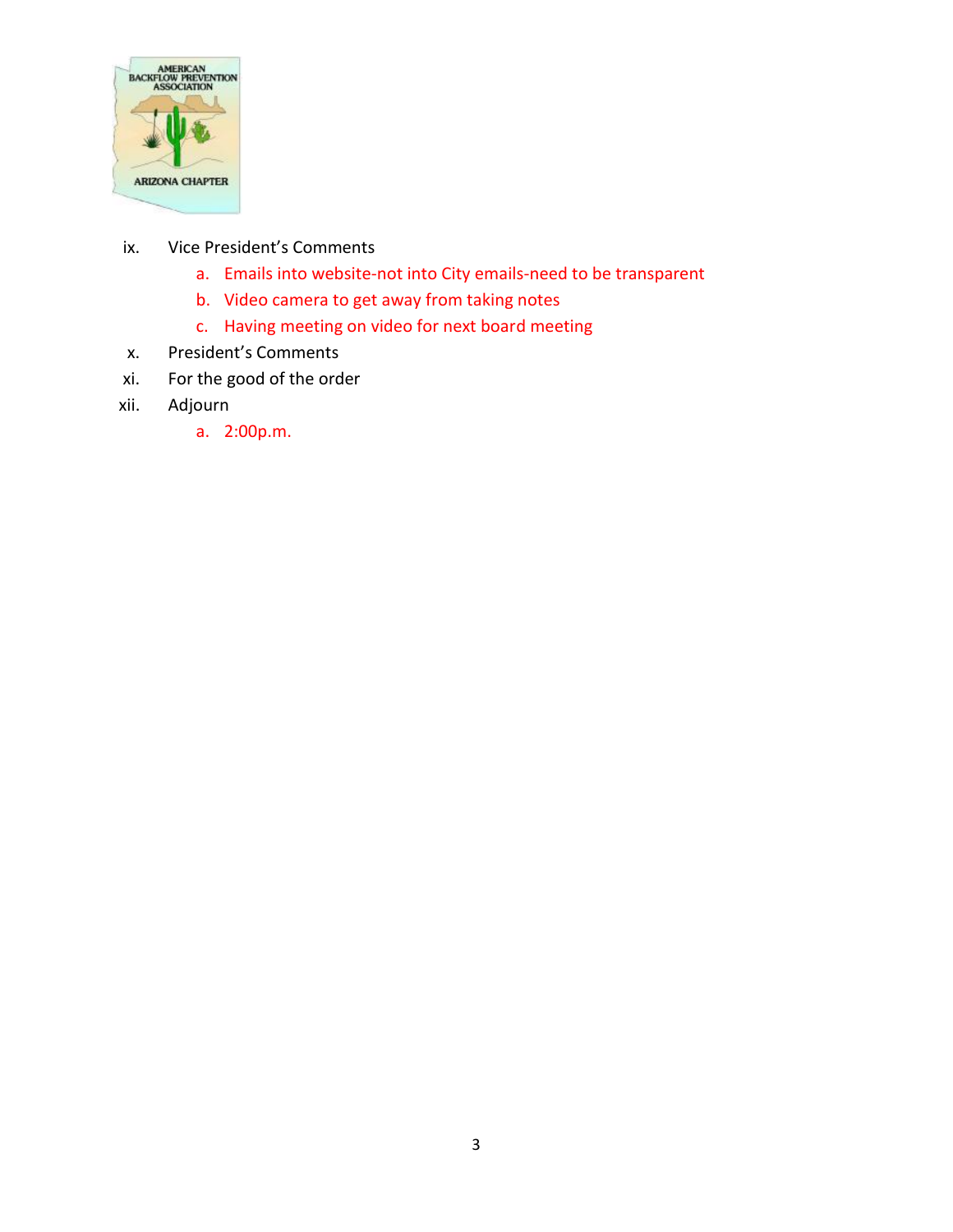ix. Vice President's Comments
   a. Emails into website-not into City emails-need to be transparent
   b. Video camera to get away from taking notes
   c. Having meeting on video for next board meeting

x. President's Comments

xi. For the good of the order

xii. Adjourn
   a. 2:00p.m.